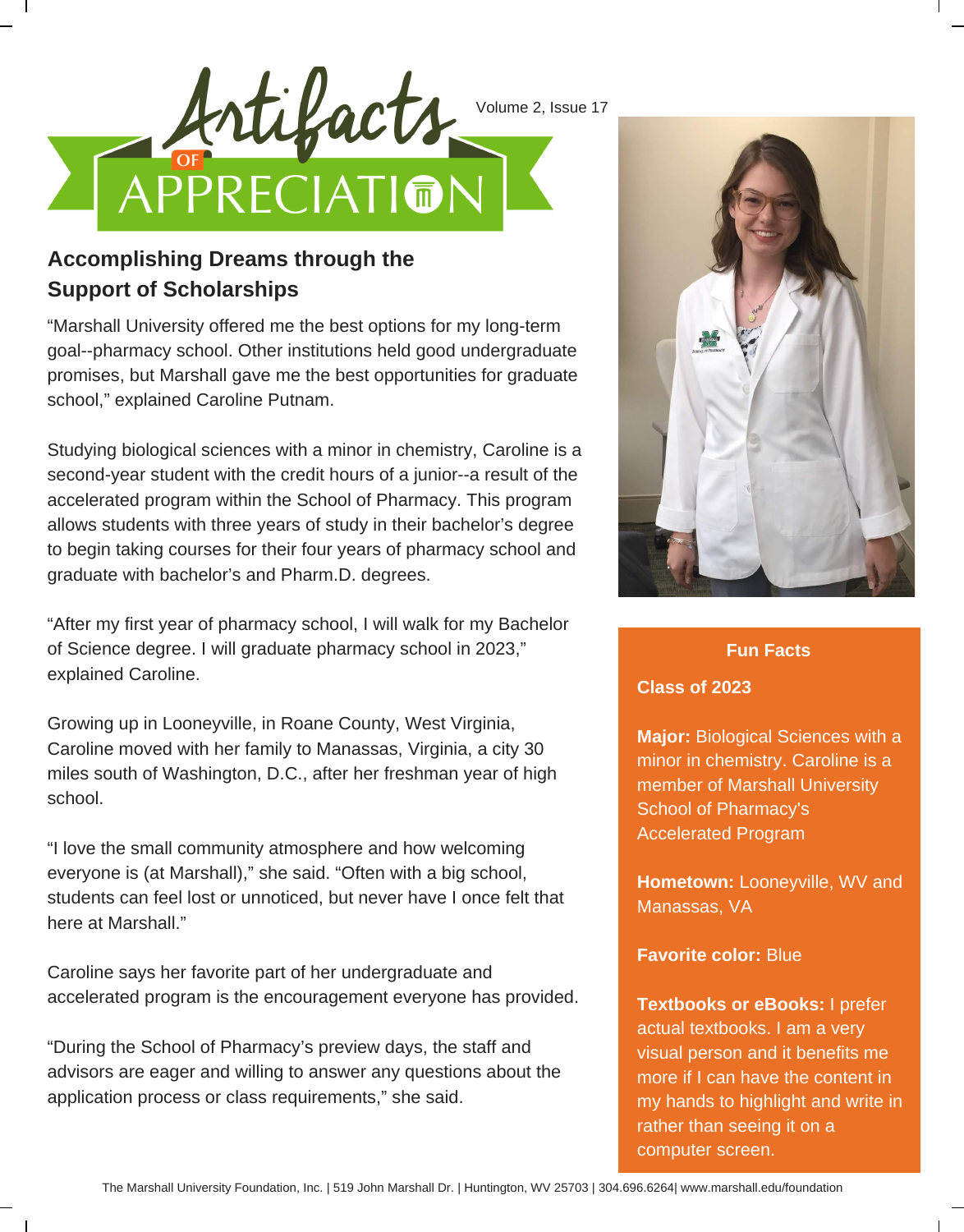# Artifacts of Appreciation

Volume 2, Issue 17

## Accomplishing Dreams through the Support of Scholarships

"Marshall University offered me the best options for my long-term goal--pharmacy school. Other institutions held good undergraduate promises, but Marshall gave me the best opportunities for graduate school," explained Caroline Putnam.

Studying biological sciences with a minor in chemistry, Caroline is a second-year student with the credit hours of a junior--a result of the accelerated program within the School of Pharmacy. This program allows students with three years of study in their bachelor's degree to begin taking courses for their four years of pharmacy school and graduate with bachelor's and Pharm.D. degrees.

"After my first year of pharmacy school, I will walk for my Bachelor of Science degree. I will graduate pharmacy school in 2023," explained Caroline.

Growing up in Looneyville, in Roane County, West Virginia, Caroline moved with her family to Manassas, Virginia, a city 30 miles south of Washington, D.C., after her freshman year of high school.

"I love the small community atmosphere and how welcoming everyone is (at Marshall)," she said. "Often with a big school, students can feel lost or unnoticed, but never have I once felt that here at Marshall."

Caroline says her favorite part of her undergraduate and accelerated program is the encouragement everyone has provided.

"During the School of Pharmacy's preview days, the staff and advisors are eager and willing to answer any questions about the application process or class requirements," she said.

### Fun Facts

**Class of 2023**

**Major:** Biological Sciences with a minor in chemistry. Caroline is a member of Marshall University School of Pharmacy's Accelerated Program

**Hometown:** Looneyville, WV and Manassas, VA

**Favorite color:** Blue

**Textbooks or eBooks:** I prefer actual textbooks. I am a very visual person and it benefits me more if I can have the content in my hands to highlight and write in rather than seeing it on a computer screen.

The Marshall University Foundation, Inc. | 519 John Marshall Dr. | Huntington, WV 25703 | 304.696.6264| www.marshall.edu/foundation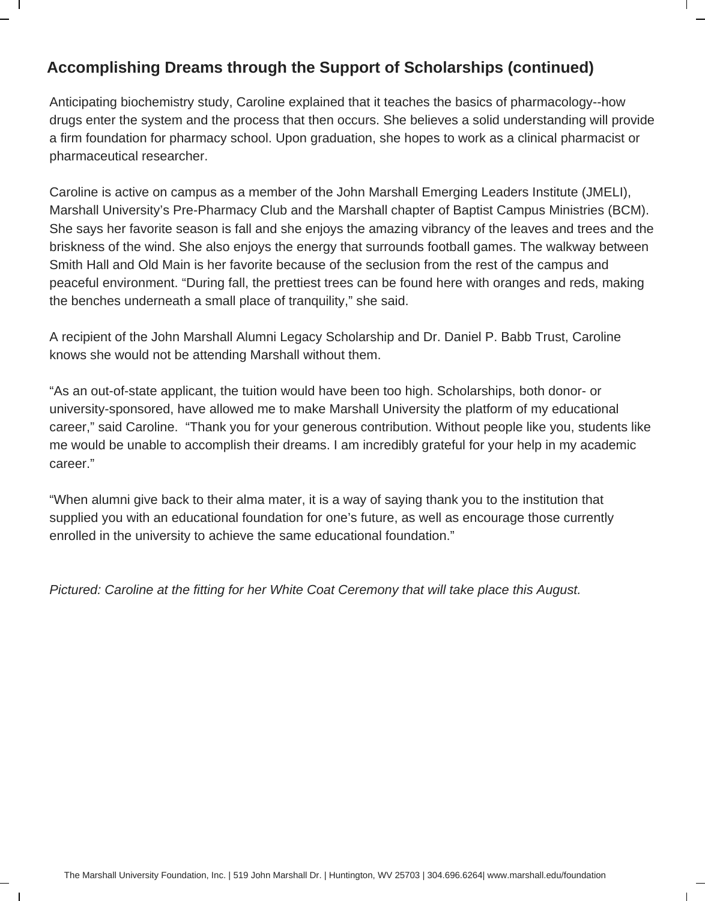## Accomplishing Dreams through the Support of Scholarships (continued)

Anticipating biochemistry study, Caroline explained that it teaches the basics of pharmacology--how drugs enter the system and the process that then occurs. She believes a solid understanding will provide a firm foundation for pharmacy school. Upon graduation, she hopes to work as a clinical pharmacist or pharmaceutical researcher.

Caroline is active on campus as a member of the John Marshall Emerging Leaders Institute (JMELI), Marshall University's Pre-Pharmacy Club and the Marshall chapter of Baptist Campus Ministries (BCM). She says her favorite season is fall and she enjoys the amazing vibrancy of the leaves and trees and the briskness of the wind. She also enjoys the energy that surrounds football games. The walkway between Smith Hall and Old Main is her favorite because of the seclusion from the rest of the campus and peaceful environment. "During fall, the prettiest trees can be found here with oranges and reds, making the benches underneath a small place of tranquility," she said.

A recipient of the John Marshall Alumni Legacy Scholarship and Dr. Daniel P. Babb Trust, Caroline knows she would not be attending Marshall without them.

"As an out-of-state applicant, the tuition would have been too high. Scholarships, both donor- or university-sponsored, have allowed me to make Marshall University the platform of my educational career," said Caroline.  "Thank you for your generous contribution. Without people like you, students like me would be unable to accomplish their dreams. I am incredibly grateful for your help in my academic career."

"When alumni give back to their alma mater, it is a way of saying thank you to the institution that supplied you with an educational foundation for one's future, as well as encourage those currently enrolled in the university to achieve the same educational foundation."

*Pictured: Caroline at the fitting for her White Coat Ceremony that will take place this August.*

The Marshall University Foundation, Inc. | 519 John Marshall Dr. | Huntington, WV 25703 | 304.696.6264| www.marshall.edu/foundation